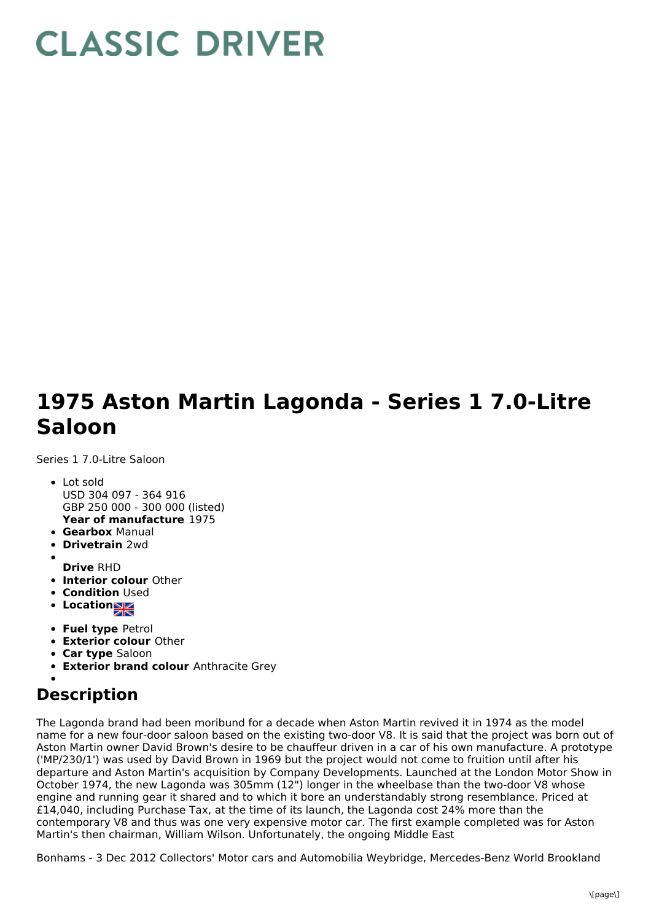# CLASSIC DRIVER

# 1975 Aston Martin Lagonda - Series 1 7.0-Litre Saloon

Series 1 7.0-Litre Saloon

- Lot sold
  USD 304 097 - 364 916
  GBP 250 000 - 300 000 (listed)
  **Year of manufacture** 1975
- **Gearbox** Manual
- **Drivetrain** 2wd
- **Drive** RHD
- **Interior colour** Other
- **Condition** Used
- **Location**
- **Fuel type** Petrol
- **Exterior colour** Other
- **Car type** Saloon
- **Exterior brand colour** Anthracite Grey

## Description

The Lagonda brand had been moribund for a decade when Aston Martin revived it in 1974 as the model name for a new four-door saloon based on the existing two-door V8. It is said that the project was born out of Aston Martin owner David Brown's desire to be chauffeur driven in a car of his own manufacture. A prototype ('MP/230/1') was used by David Brown in 1969 but the project would not come to fruition until after his departure and Aston Martin's acquisition by Company Developments. Launched at the London Motor Show in October 1974, the new Lagonda was 305mm (12") longer in the wheelbase than the two-door V8 whose engine and running gear it shared and to which it bore an understandably strong resemblance. Priced at £14,040, including Purchase Tax, at the time of its launch, the Lagonda cost 24% more than the contemporary V8 and thus was one very expensive motor car. The first example completed was for Aston Martin's then chairman, William Wilson. Unfortunately, the ongoing Middle East

Bonhams - 3 Dec 2012 Collectors' Motor cars and Automobilia Weybridge, Mercedes-Benz World Brookland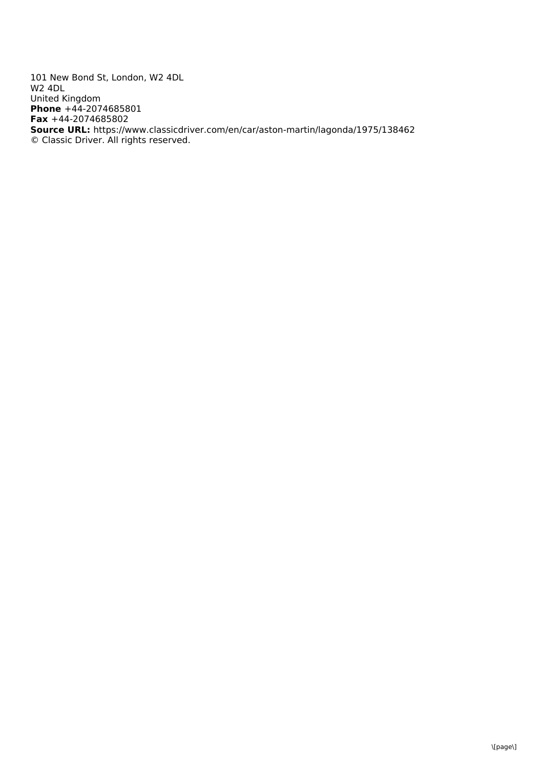101 New Bond St, London, W2 4DL
W2 4DL
United Kingdom
**Phone** +44-2074685801
**Fax** +44-2074685802
**Source URL:** https://www.classicdriver.com/en/car/aston-martin/lagonda/1975/138462
© Classic Driver. All rights reserved.